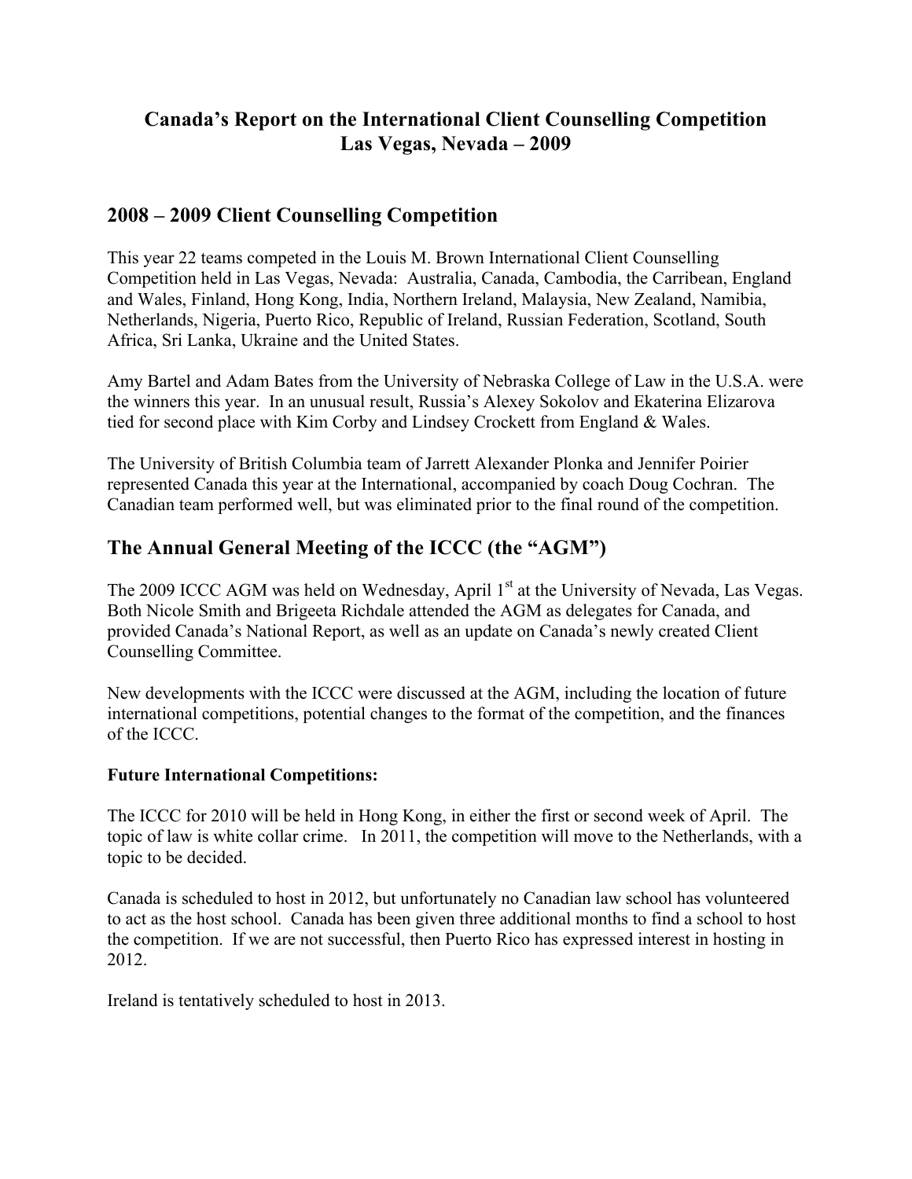# Canada's Report on the International Client Counselling Competition
# Las Vegas, Nevada – 2009

## 2008 – 2009 Client Counselling Competition

This year 22 teams competed in the Louis M. Brown International Client Counselling Competition held in Las Vegas, Nevada: Australia, Canada, Cambodia, the Carribean, England and Wales, Finland, Hong Kong, India, Northern Ireland, Malaysia, New Zealand, Namibia, Netherlands, Nigeria, Puerto Rico, Republic of Ireland, Russian Federation, Scotland, South Africa, Sri Lanka, Ukraine and the United States.

Amy Bartel and Adam Bates from the University of Nebraska College of Law in the U.S.A. were the winners this year. In an unusual result, Russia's Alexey Sokolov and Ekaterina Elizarova tied for second place with Kim Corby and Lindsey Crockett from England & Wales.

The University of British Columbia team of Jarrett Alexander Plonka and Jennifer Poirier represented Canada this year at the International, accompanied by coach Doug Cochran. The Canadian team performed well, but was eliminated prior to the final round of the competition.

## The Annual General Meeting of the ICCC (the "AGM")

The 2009 ICCC AGM was held on Wednesday, April 1st at the University of Nevada, Las Vegas. Both Nicole Smith and Brigeeta Richdale attended the AGM as delegates for Canada, and provided Canada's National Report, as well as an update on Canada's newly created Client Counselling Committee.

New developments with the ICCC were discussed at the AGM, including the location of future international competitions, potential changes to the format of the competition, and the finances of the ICCC.

**Future International Competitions:**

The ICCC for 2010 will be held in Hong Kong, in either the first or second week of April. The topic of law is white collar crime. In 2011, the competition will move to the Netherlands, with a topic to be decided.

Canada is scheduled to host in 2012, but unfortunately no Canadian law school has volunteered to act as the host school. Canada has been given three additional months to find a school to host the competition. If we are not successful, then Puerto Rico has expressed interest in hosting in 2012.

Ireland is tentatively scheduled to host in 2013.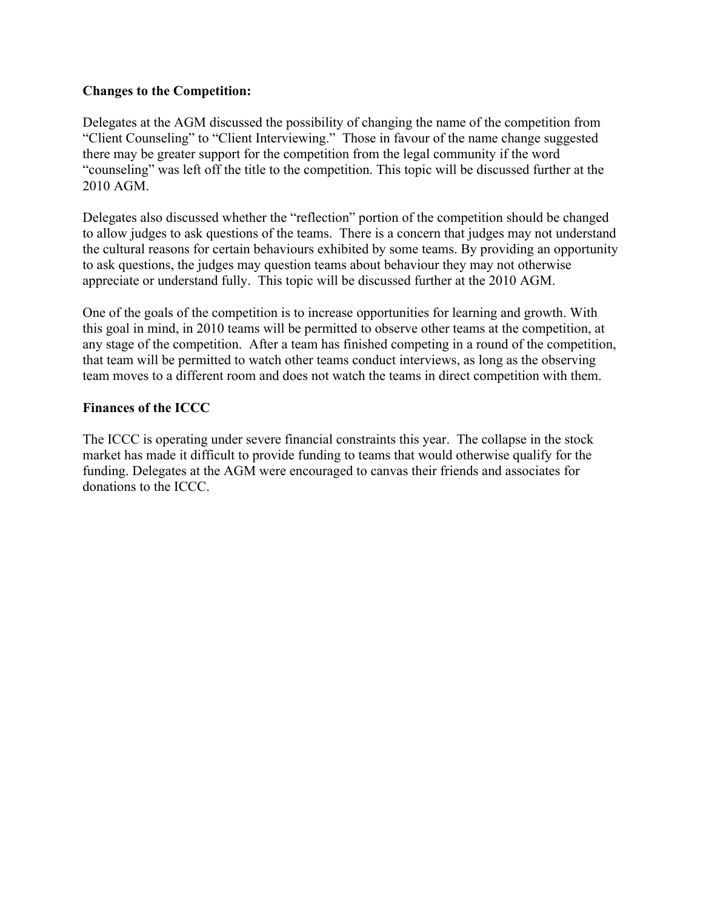**Changes to the Competition:**

Delegates at the AGM discussed the possibility of changing the name of the competition from "Client Counseling" to "Client Interviewing." Those in favour of the name change suggested there may be greater support for the competition from the legal community if the word "counseling" was left off the title to the competition. This topic will be discussed further at the 2010 AGM.

Delegates also discussed whether the "reflection" portion of the competition should be changed to allow judges to ask questions of the teams. There is a concern that judges may not understand the cultural reasons for certain behaviours exhibited by some teams. By providing an opportunity to ask questions, the judges may question teams about behaviour they may not otherwise appreciate or understand fully. This topic will be discussed further at the 2010 AGM.

One of the goals of the competition is to increase opportunities for learning and growth. With this goal in mind, in 2010 teams will be permitted to observe other teams at the competition, at any stage of the competition. After a team has finished competing in a round of the competition, that team will be permitted to watch other teams conduct interviews, as long as the observing team moves to a different room and does not watch the teams in direct competition with them.

**Finances of the ICCC**

The ICCC is operating under severe financial constraints this year. The collapse in the stock market has made it difficult to provide funding to teams that would otherwise qualify for the funding. Delegates at the AGM were encouraged to canvas their friends and associates for donations to the ICCC.